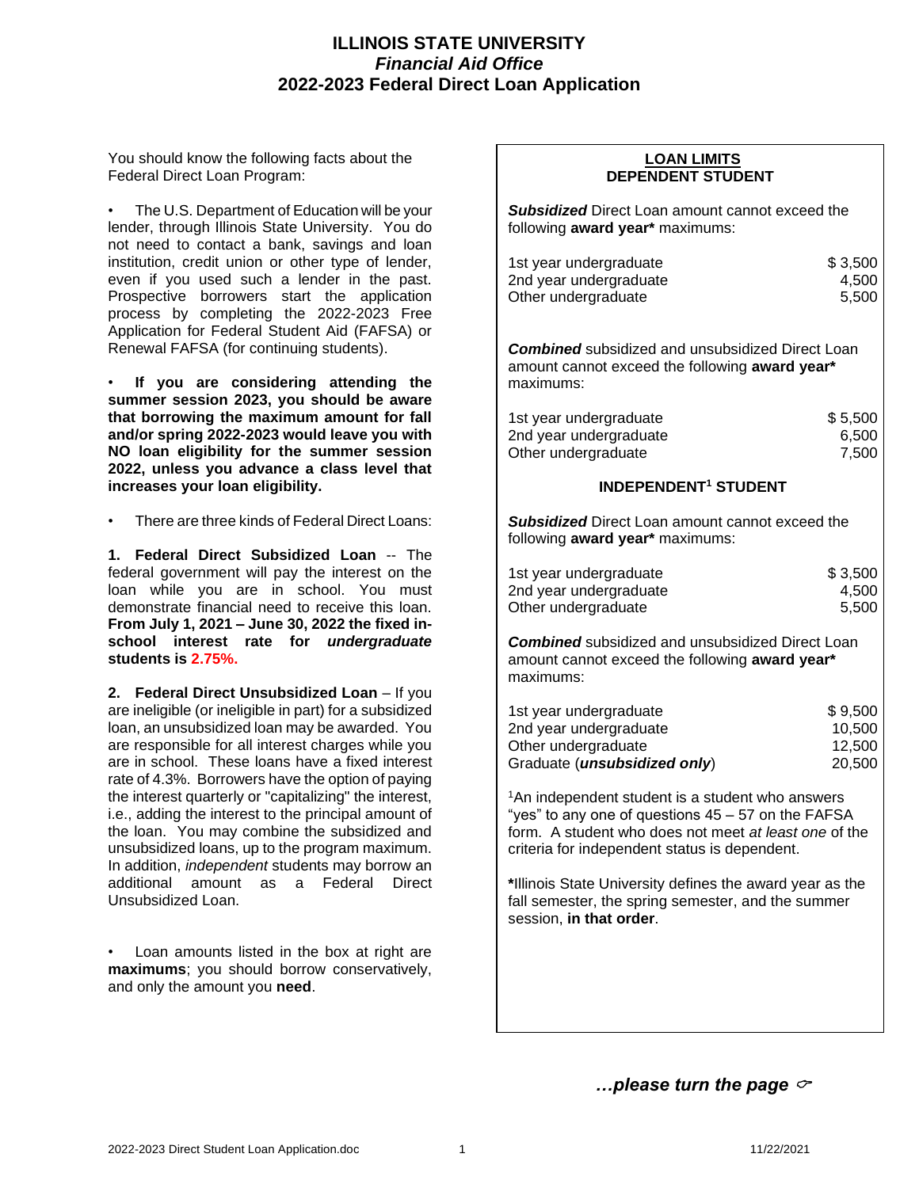# ILLINOIS STATE UNIVERSITY

## *Financial Aid Office*

## 2022-2023 Federal Direct Loan Application

You should know the following facts about the Federal Direct Loan Program:

- The U.S. Department of Education will be your lender, through Illinois State University. You do not need to contact a bank, savings and loan institution, credit union or other type of lender, even if you used such a lender in the past. Prospective borrowers start the application process by completing the 2022-2023 Free Application for Federal Student Aid (FAFSA) or Renewal FAFSA (for continuing students).

- **If you are considering attending the summer session 2023, you should be aware that borrowing the maximum amount for fall and/or spring 2022-2023 would leave you with NO loan eligibility for the summer session 2022, unless you advance a class level that increases your loan eligibility.**

- There are three kinds of Federal Direct Loans:

**1. Federal Direct Subsidized Loan** -- The federal government will pay the interest on the loan while you are in school. You must demonstrate financial need to receive this loan. **From July 1, 2021 – June 30, 2022 the fixed in-school interest rate for *undergraduate* students is 2.75%.**

**2. Federal Direct Unsubsidized Loan** – If you are ineligible (or ineligible in part) for a subsidized loan, an unsubsidized loan may be awarded. You are responsible for all interest charges while you are in school. These loans have a fixed interest rate of 4.3%. Borrowers have the option of paying the interest quarterly or "capitalizing" the interest, i.e., adding the interest to the principal amount of the loan. You may combine the subsidized and unsubsidized loans, up to the program maximum. In addition, *independent* students may borrow an additional amount as a Federal Direct Unsubsidized Loan.

- Loan amounts listed in the box at right are **maximums**; you should borrow conservatively, and only the amount you **need**.

---

### LOAN LIMITS

#### DEPENDENT STUDENT

***Subsidized*** Direct Loan amount cannot exceed the following **award year*** maximums:

| | |
|---|---|
| 1st year undergraduate | $ 3,500 |
| 2nd year undergraduate | 4,500 |
| Other undergraduate | 5,500 |

***Combined*** subsidized and unsubsidized Direct Loan amount cannot exceed the following **award year*** maximums:

| | |
|---|---|
| 1st year undergraduate | $ 5,500 |
| 2nd year undergraduate | 6,500 |
| Other undergraduate | 7,500 |

#### INDEPENDENT[1] STUDENT

***Subsidized*** Direct Loan amount cannot exceed the following **award year*** maximums:

| | |
|---|---|
| 1st year undergraduate | $ 3,500 |
| 2nd year undergraduate | 4,500 |
| Other undergraduate | 5,500 |

***Combined*** subsidized and unsubsidized Direct Loan amount cannot exceed the following **award year*** maximums:

| | |
|---|---|
| 1st year undergraduate | $ 9,500 |
| 2nd year undergraduate | 10,500 |
| Other undergraduate | 12,500 |
| Graduate (***unsubsidized only***) | 20,500 |

[1]An independent student is a student who answers "yes" to any one of questions 45 – 57 on the FAFSA form. A student who does not meet *at least one* of the criteria for independent status is dependent.

**\***Illinois State University defines the award year as the fall semester, the spring semester, and the summer session, **in that order**.

***…please turn the page*** ☞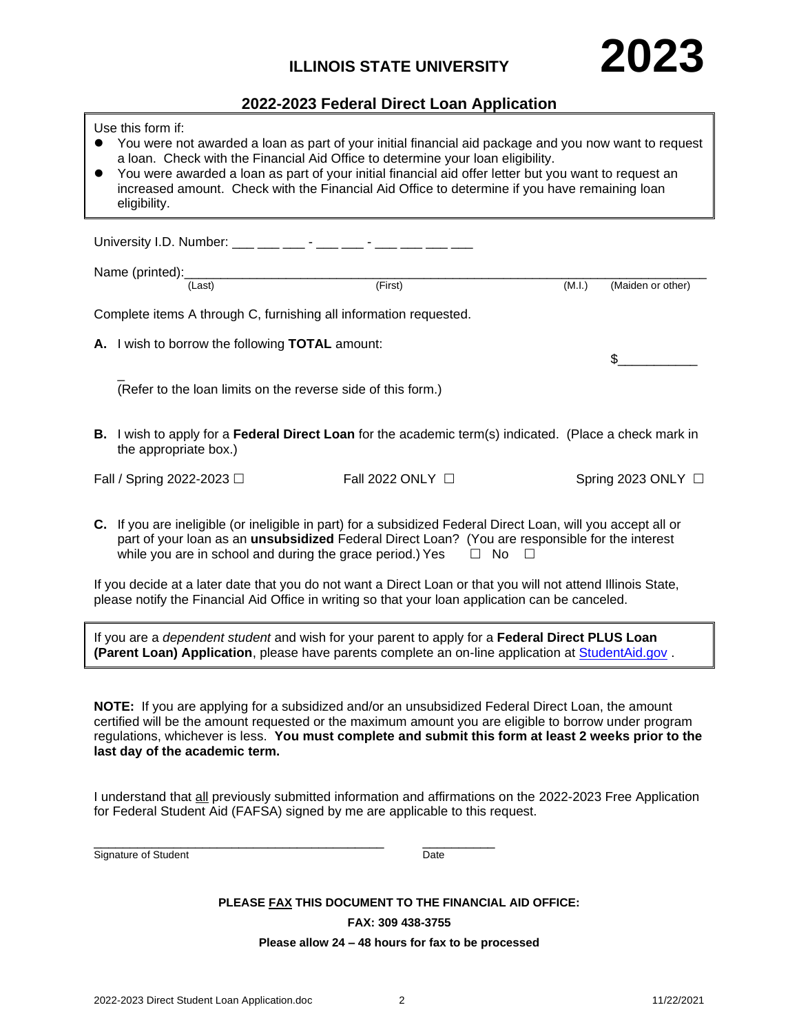**ILLINOIS STATE UNIVERSITY** **2023**

## 2022-2023 Federal Direct Loan Application

Use this form if:

- You were not awarded a loan as part of your initial financial aid package and you now want to request a loan. Check with the Financial Aid Office to determine your loan eligibility.
- You were awarded a loan as part of your initial financial aid offer letter but you want to request an increased amount. Check with the Financial Aid Office to determine if you have remaining loan eligibility.

University I.D. Number: ___ ___ ___ - ___ ___ - ___ ___ ___ ___

Name (printed):________________________________________________________________

(Last) (First) (M.I.) (Maiden or other)

Complete items A through C, furnishing all information requested.

**A.** I wish to borrow the following **TOTAL** amount: $___________

(Refer to the loan limits on the reverse side of this form.)

**B.** I wish to apply for a **Federal Direct Loan** for the academic term(s) indicated. (Place a check mark in the appropriate box.)

Fall / Spring 2022-2023 ☐ Fall 2022 ONLY ☐ Spring 2023 ONLY ☐

**C.** If you are ineligible (or ineligible in part) for a subsidized Federal Direct Loan, will you accept all or part of your loan as an **unsubsidized** Federal Direct Loan? (You are responsible for the interest while you are in school and during the grace period.) Yes ☐ No ☐

If you decide at a later date that you do not want a Direct Loan or that you will not attend Illinois State, please notify the Financial Aid Office in writing so that your loan application can be canceled.

If you are a *dependent student* and wish for your parent to apply for a **Federal Direct PLUS Loan (Parent Loan) Application**, please have parents complete an on-line application at StudentAid.gov .

**NOTE:** If you are applying for a subsidized and/or an unsubsidized Federal Direct Loan, the amount certified will be the amount requested or the maximum amount you are eligible to borrow under program regulations, whichever is less. **You must complete and submit this form at least 2 weeks prior to the last day of the academic term.**

I understand that all previously submitted information and affirmations on the 2022-2023 Free Application for Federal Student Aid (FAFSA) signed by me are applicable to this request.

____________________________________________ ___________

Signature of Student Date

**PLEASE FAX THIS DOCUMENT TO THE FINANCIAL AID OFFICE:**

**FAX: 309 438-3755**

**Please allow 24 – 48 hours for fax to be processed**

2022-2023 Direct Student Loan Application.doc 11/22/2021